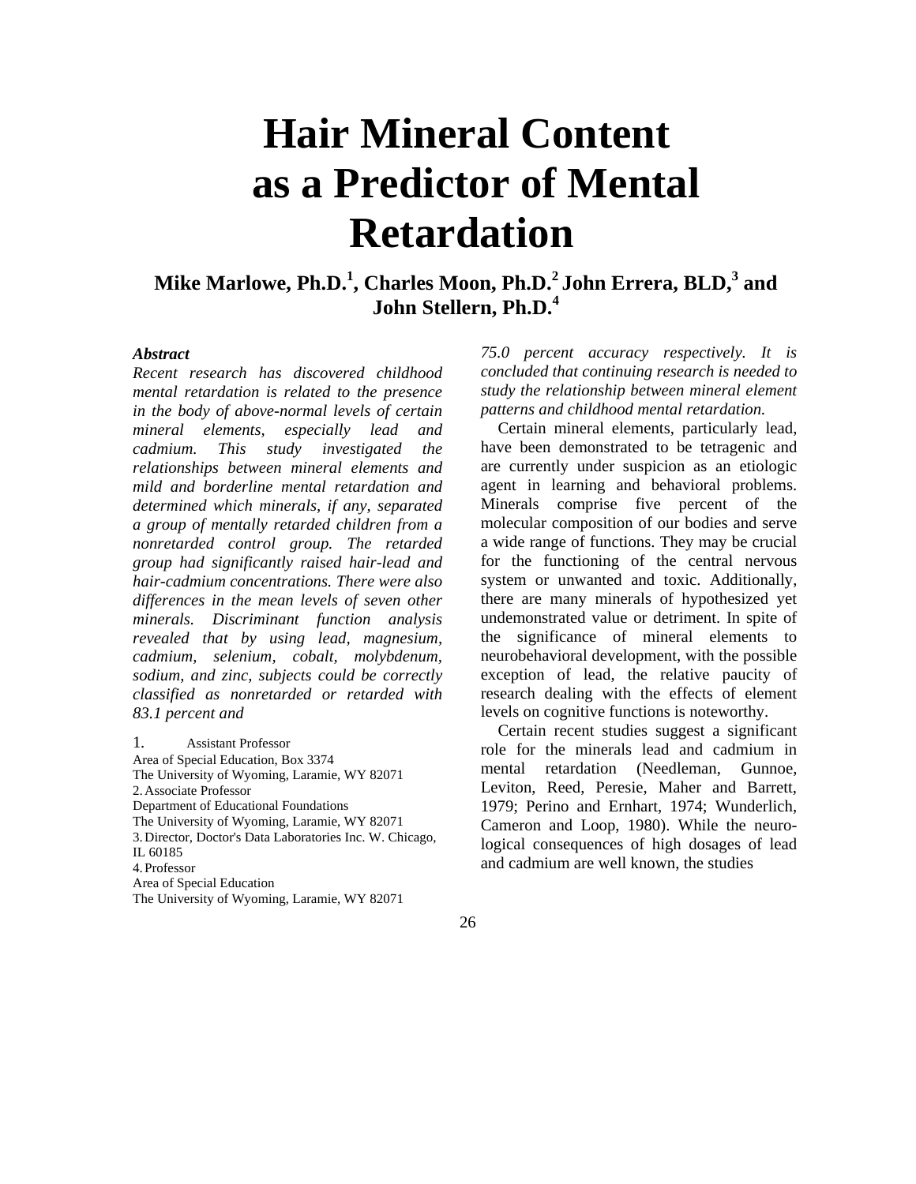# Hair Mineral Content as a Predictor of Mental Retardation

**Mike Marlowe, Ph.D.[1], Charles Moon, Ph.D.[2] John Errera, BLD,[3] and John Stellern, Ph.D.[4]**

***Abstract***

*Recent research has discovered childhood mental retardation is related to the presence in the body of above-normal levels of certain mineral elements, especially lead and cadmium. This study investigated the relationships between mineral elements and mild and borderline mental retardation and determined which minerals, if any, separated a group of mentally retarded children from a nonretarded control group. The retarded group had significantly raised hair-lead and hair-cadmium concentrations. There were also differences in the mean levels of seven other minerals. Discriminant function analysis revealed that by using lead, magnesium, cadmium, selenium, cobalt, molybdenum, sodium, and zinc, subjects could be correctly classified as nonretarded or retarded with 83.1 percent and 75.0 percent accuracy respectively. It is concluded that continuing research is needed to study the relationship between mineral element patterns and childhood mental retardation.*

1. Assistant Professor
Area of Special Education, Box 3374
The University of Wyoming, Laramie, WY 82071
2. Associate Professor
Department of Educational Foundations
The University of Wyoming, Laramie, WY 82071
3. Director, Doctor's Data Laboratories Inc. W. Chicago, IL 60185
4. Professor
Area of Special Education
The University of Wyoming, Laramie, WY 82071

Certain mineral elements, particularly lead, have been demonstrated to be tetragenic and are currently under suspicion as an etiologic agent in learning and behavioral problems. Minerals comprise five percent of the molecular composition of our bodies and serve a wide range of functions. They may be crucial for the functioning of the central nervous system or unwanted and toxic. Additionally, there are many minerals of hypothesized yet undemonstrated value or detriment. In spite of the significance of mineral elements to neurobehavioral development, with the possible exception of lead, the relative paucity of research dealing with the effects of element levels on cognitive functions is noteworthy.

Certain recent studies suggest a significant role for the minerals lead and cadmium in mental retardation (Needleman, Gunnoe, Leviton, Reed, Peresie, Maher and Barrett, 1979; Perino and Ernhart, 1974; Wunderlich, Cameron and Loop, 1980). While the neuro-logical consequences of high dosages of lead and cadmium are well known, the studies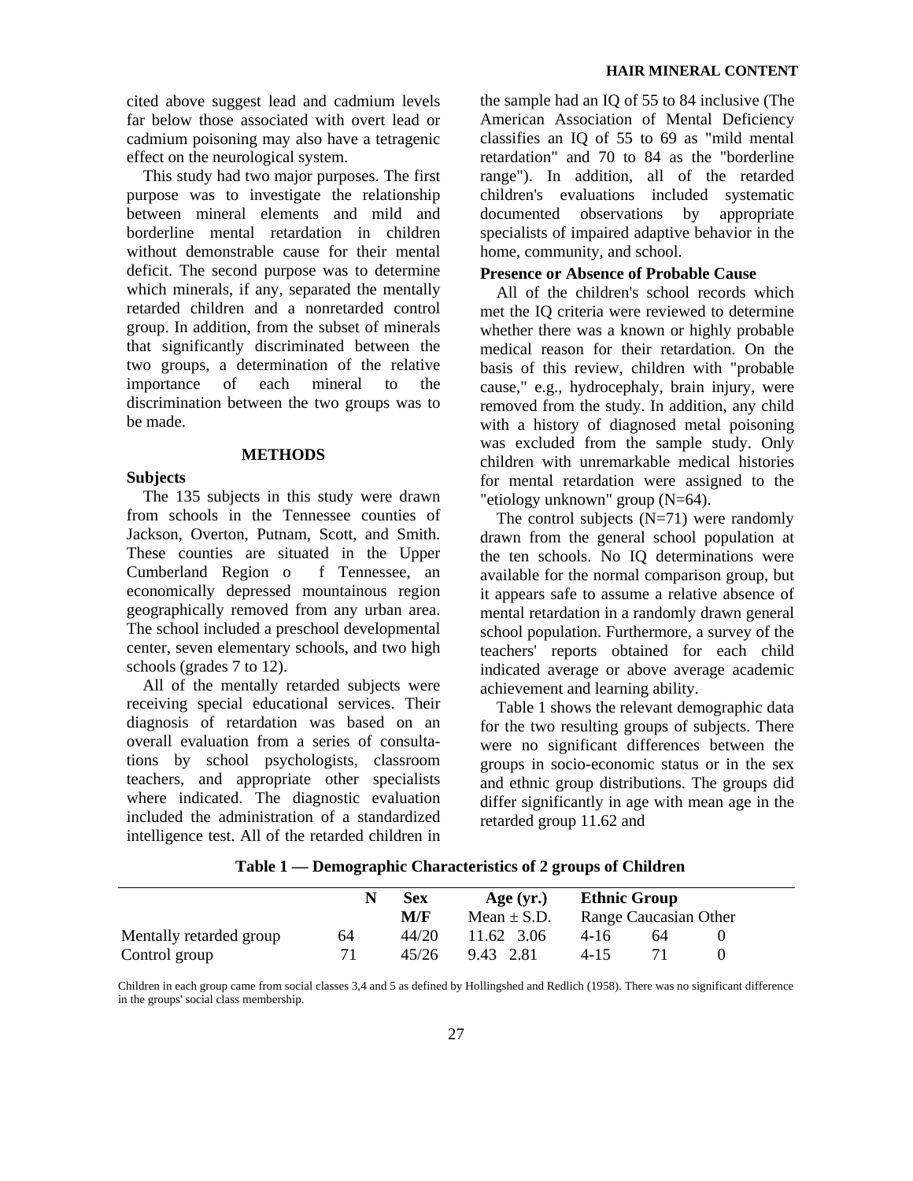cited above suggest lead and cadmium levels far below those associated with overt lead or cadmium poisoning may also have a tetragenic effect on the neurological system.

This study had two major purposes. The first purpose was to investigate the relationship between mineral elements and mild and borderline mental retardation in children without demonstrable cause for their mental deficit. The second purpose was to determine which minerals, if any, separated the mentally retarded children and a nonretarded control group. In addition, from the subset of minerals that significantly discriminated between the two groups, a determination of the relative importance of each mineral to the discrimination between the two groups was to be made.

## METHODS

### Subjects

The 135 subjects in this study were drawn from schools in the Tennessee counties of Jackson, Overton, Putnam, Scott, and Smith. These counties are situated in the Upper Cumberland Region o f Tennessee, an economically depressed mountainous region geographically removed from any urban area. The school included a preschool developmental center, seven elementary schools, and two high schools (grades 7 to 12).

All of the mentally retarded subjects were receiving special educational services. Their diagnosis of retardation was based on an overall evaluation from a series of consultations by school psychologists, classroom teachers, and appropriate other specialists where indicated. The diagnostic evaluation included the administration of a standardized intelligence test. All of the retarded children in the sample had an IQ of 55 to 84 inclusive (The American Association of Mental Deficiency classifies an IQ of 55 to 69 as "mild mental retardation" and 70 to 84 as the "borderline range"). In addition, all of the retarded children's evaluations included systematic documented observations by appropriate specialists of impaired adaptive behavior in the home, community, and school.

### Presence or Absence of Probable Cause

All of the children's school records which met the IQ criteria were reviewed to determine whether there was a known or highly probable medical reason for their retardation. On the basis of this review, children with "probable cause," e.g., hydrocephaly, brain injury, were removed from the study. In addition, any child with a history of diagnosed metal poisoning was excluded from the sample study. Only children with unremarkable medical histories for mental retardation were assigned to the "etiology unknown" group (N=64).

The control subjects (N=71) were randomly drawn from the general school population at the ten schools. No IQ determinations were available for the normal comparison group, but it appears safe to assume a relative absence of mental retardation in a randomly drawn general school population. Furthermore, a survey of the teachers' reports obtained for each child indicated average or above average academic achievement and learning ability.

Table 1 shows the relevant demographic data for the two resulting groups of subjects. There were no significant differences between the groups in socio-economic status or in the sex and ethnic group distributions. The groups did differ significantly in age with mean age in the retarded group 11.62 and

**Table 1 — Demographic Characteristics of 2 groups of Children**

| | N | Sex | Age (yr.) | | Ethnic Group | |
|---|---|---|---|---|---|---|
| | | M/F | Mean ± S.D. | Range | Caucasian | Other |
| Mentally retarded group | 64 | 44/20 | 11.62 3.06 | 4-16 | 64 | 0 |
| Control group | 71 | 45/26 | 9.43 2.81 | 4-15 | 71 | 0 |

Children in each group came from social classes 3,4 and 5 as defined by Hollingshed and Redlich (1958). There was no significant difference in the groups' social class membership.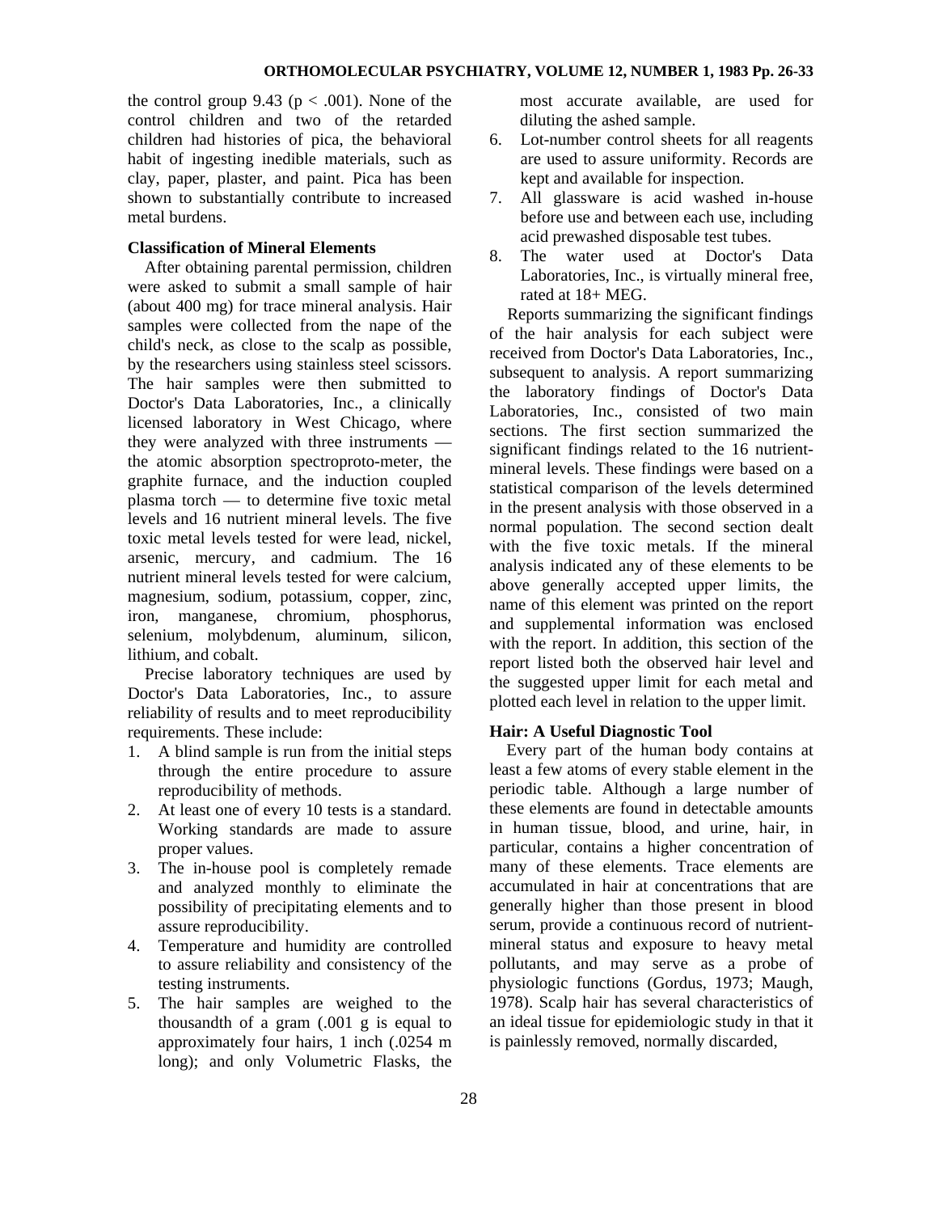the control group 9.43 ($p < .001$). None of the control children and two of the retarded children had histories of pica, the behavioral habit of ingesting inedible materials, such as clay, paper, plaster, and paint. Pica has been shown to substantially contribute to increased metal burdens.

### Classification of Mineral Elements

After obtaining parental permission, children were asked to submit a small sample of hair (about 400 mg) for trace mineral analysis. Hair samples were collected from the nape of the child's neck, as close to the scalp as possible, by the researchers using stainless steel scissors. The hair samples were then submitted to Doctor's Data Laboratories, Inc., a clinically licensed laboratory in West Chicago, where they were analyzed with three instruments — the atomic absorption spectroproto-meter, the graphite furnace, and the induction coupled plasma torch — to determine five toxic metal levels and 16 nutrient mineral levels. The five toxic metal levels tested for were lead, nickel, arsenic, mercury, and cadmium. The 16 nutrient mineral levels tested for were calcium, magnesium, sodium, potassium, copper, zinc, iron, manganese, chromium, phosphorus, selenium, molybdenum, aluminum, silicon, lithium, and cobalt.

Precise laboratory techniques are used by Doctor's Data Laboratories, Inc., to assure reliability of results and to meet reproducibility requirements. These include:

1. A blind sample is run from the initial steps through the entire procedure to assure reproducibility of methods.
2. At least one of every 10 tests is a standard. Working standards are made to assure proper values.
3. The in-house pool is completely remade and analyzed monthly to eliminate the possibility of precipitating elements and to assure reproducibility.
4. Temperature and humidity are controlled to assure reliability and consistency of the testing instruments.
5. The hair samples are weighed to the thousandth of a gram (.001 g is equal to approximately four hairs, 1 inch (.0254 m long); and only Volumetric Flasks, the most accurate available, are used for diluting the ashed sample.
6. Lot-number control sheets for all reagents are used to assure uniformity. Records are kept and available for inspection.
7. All glassware is acid washed in-house before use and between each use, including acid prewashed disposable test tubes.
8. The water used at Doctor's Data Laboratories, Inc., is virtually mineral free, rated at 18+ MEG.

Reports summarizing the significant findings of the hair analysis for each subject were received from Doctor's Data Laboratories, Inc., subsequent to analysis. A report summarizing the laboratory findings of Doctor's Data Laboratories, Inc., consisted of two main sections. The first section summarized the significant findings related to the 16 nutrient-mineral levels. These findings were based on a statistical comparison of the levels determined in the present analysis with those observed in a normal population. The second section dealt with the five toxic metals. If the mineral analysis indicated any of these elements to be above generally accepted upper limits, the name of this element was printed on the report and supplemental information was enclosed with the report. In addition, this section of the report listed both the observed hair level and the suggested upper limit for each metal and plotted each level in relation to the upper limit.

### Hair: A Useful Diagnostic Tool

Every part of the human body contains at least a few atoms of every stable element in the periodic table. Although a large number of these elements are found in detectable amounts in human tissue, blood, and urine, hair, in particular, contains a higher concentration of many of these elements. Trace elements are accumulated in hair at concentrations that are generally higher than those present in blood serum, provide a continuous record of nutrient-mineral status and exposure to heavy metal pollutants, and may serve as a probe of physiologic functions (Gordus, 1973; Maugh, 1978). Scalp hair has several characteristics of an ideal tissue for epidemiologic study in that it is painlessly removed, normally discarded,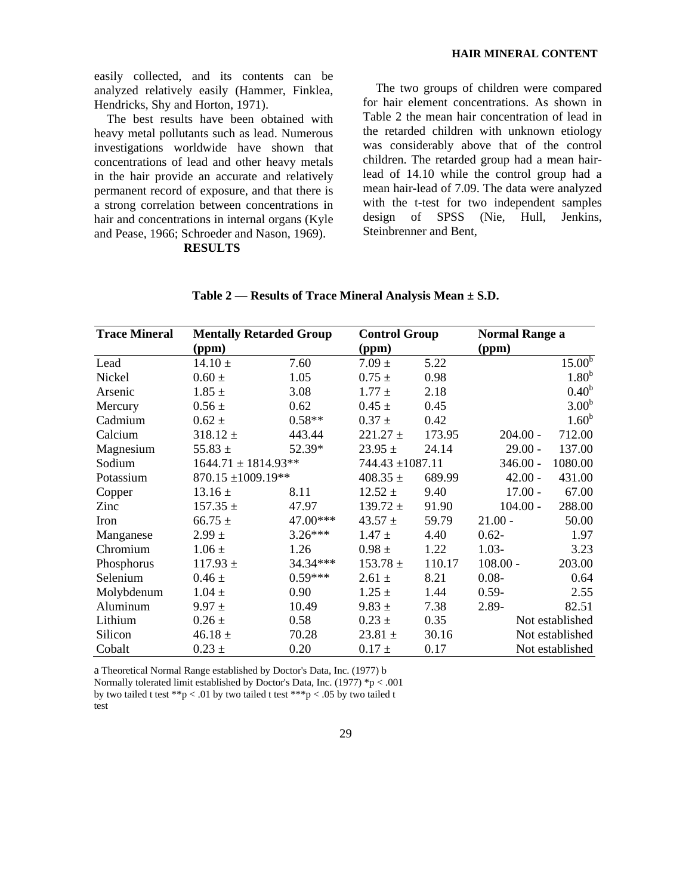easily collected, and its contents can be analyzed relatively easily (Hammer, Finklea, Hendricks, Shy and Horton, 1971).

The best results have been obtained with heavy metal pollutants such as lead. Numerous investigations worldwide have shown that concentrations of lead and other heavy metals in the hair provide an accurate and relatively permanent record of exposure, and that there is a strong correlation between concentrations in hair and concentrations in internal organs (Kyle and Pease, 1966; Schroeder and Nason, 1969).

## RESULTS

The two groups of children were compared for hair element concentrations. As shown in Table 2 the mean hair concentration of lead in the retarded children with unknown etiology was considerably above that of the control children. The retarded group had a mean hair-lead of 14.10 while the control group had a mean hair-lead of 7.09. The data were analyzed with the t-test for two independent samples design of SPSS (Nie, Hull, Jenkins, Steinbrenner and Bent,

**Table 2 — Results of Trace Mineral Analysis Mean ± S.D.**

| Trace Mineral | Mentally Retarded Group (ppm) | | Control Group (ppm) | | Normal Range a (ppm) | |
|---|---|---|---|---|---|---|
| Lead | 14.10 ± | 7.60 | 7.09 ± | 5.22 | | 15.00[b] |
| Nickel | 0.60 ± | 1.05 | 0.75 ± | 0.98 | | 1.80[b] |
| Arsenic | 1.85 ± | 3.08 | 1.77 ± | 2.18 | | 0.40[b] |
| Mercury | 0.56 ± | 0.62 | 0.45 ± | 0.45 | | 3.00[b] |
| Cadmium | 0.62 ± | 0.58** | 0.37 ± | 0.42 | | 1.60[b] |
| Calcium | 318.12 ± | 443.44 | 221.27 ± | 173.95 | 204.00 - | 712.00 |
| Magnesium | 55.83 ± | 52.39* | 23.95 ± | 24.14 | 29.00 - | 137.00 |
| Sodium | 1644.71 ± 1814.93** | | 744.43 ±1087.11 | | 346.00 - | 1080.00 |
| Potassium | 870.15 ±1009.19** | | 408.35 ± | 689.99 | 42.00 - | 431.00 |
| Copper | 13.16 ± | 8.11 | 12.52 ± | 9.40 | 17.00 - | 67.00 |
| Zinc | 157.35 ± | 47.97 | 139.72 ± | 91.90 | 104.00 - | 288.00 |
| Iron | 66.75 ± | 47.00*** | 43.57 ± | 59.79 | 21.00 - | 50.00 |
| Manganese | 2.99 ± | 3.26*** | 1.47 ± | 4.40 | 0.62- | 1.97 |
| Chromium | 1.06 ± | 1.26 | 0.98 ± | 1.22 | 1.03- | 3.23 |
| Phosphorus | 117.93 ± | 34.34*** | 153.78 ± | 110.17 | 108.00 - | 203.00 |
| Selenium | 0.46 ± | 0.59*** | 2.61 ± | 8.21 | 0.08- | 0.64 |
| Molybdenum | 1.04 ± | 0.90 | 1.25 ± | 1.44 | 0.59- | 2.55 |
| Aluminum | 9.97 ± | 10.49 | 9.83 ± | 7.38 | 2.89- | 82.51 |
| Lithium | 0.26 ± | 0.58 | 0.23 ± | 0.35 | | Not established |
| Silicon | 46.18 ± | 70.28 | 23.81 ± | 30.16 | | Not established |
| Cobalt | 0.23 ± | 0.20 | 0.17 ± | 0.17 | | Not established |

a Theoretical Normal Range established by Doctor's Data, Inc. (1977) b Normally tolerated limit established by Doctor's Data, Inc. (1977) *p < .001 by two tailed t test **p < .01 by two tailed t test ***p < .05 by two tailed t test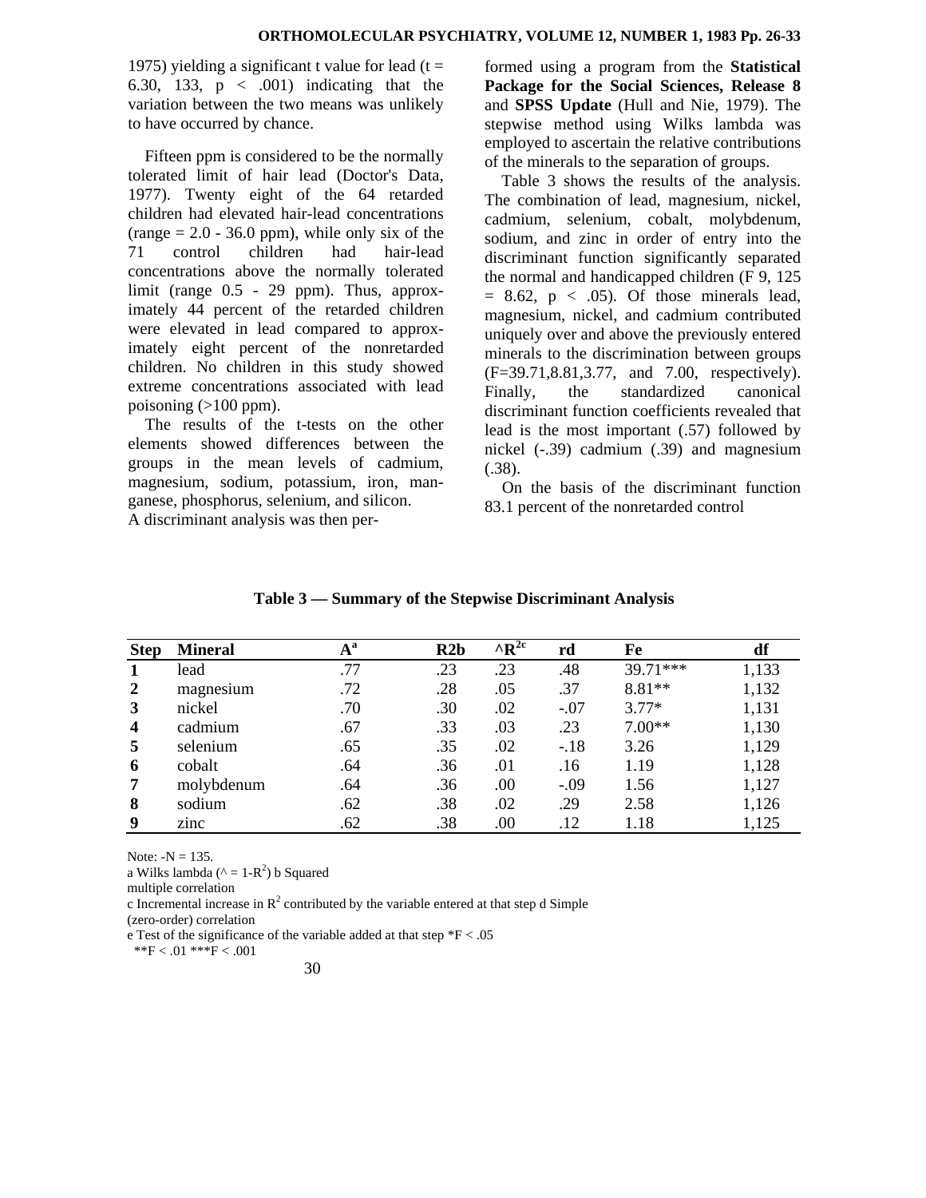1975) yielding a significant t value for lead ($t = 6.30$, 133, $p < .001$) indicating that the variation between the two means was unlikely to have occurred by chance.

Fifteen ppm is considered to be the normally tolerated limit of hair lead (Doctor's Data, 1977). Twenty eight of the 64 retarded children had elevated hair-lead concentrations (range = 2.0 - 36.0 ppm), while only six of the 71 control children had hair-lead concentrations above the normally tolerated limit (range 0.5 - 29 ppm). Thus, approximately 44 percent of the retarded children were elevated in lead compared to approximately eight percent of the nonretarded children. No children in this study showed extreme concentrations associated with lead poisoning (>100 ppm).

The results of the t-tests on the other elements showed differences between the groups in the mean levels of cadmium, magnesium, sodium, potassium, iron, manganese, phosphorus, selenium, and silicon.

A discriminant analysis was then performed using a program from the **Statistical Package for the Social Sciences, Release 8** and **SPSS Update** (Hull and Nie, 1979). The stepwise method using Wilks lambda was employed to ascertain the relative contributions of the minerals to the separation of groups.

Table 3 shows the results of the analysis. The combination of lead, magnesium, nickel, cadmium, selenium, cobalt, molybdenum, sodium, and zinc in order of entry into the discriminant function significantly separated the normal and handicapped children ($F$ 9, 125 = 8.62, $p < .05$). Of those minerals lead, magnesium, nickel, and cadmium contributed uniquely over and above the previously entered minerals to the discrimination between groups (F=39.71,8.81,3.77, and 7.00, respectively). Finally, the standardized canonical discriminant function coefficients revealed that lead is the most important (.57) followed by nickel (-.39) cadmium (.39) and magnesium (.38).

On the basis of the discriminant function 83.1 percent of the nonretarded control

**Table 3 — Summary of the Stepwise Discriminant Analysis**

| Step | Mineral | A[a] | R2b | $\wedge R^{2c}$ | rd | Fe | df |
|---|---|---|---|---|---|---|---|
| 1 | lead | .77 | .23 | .23 | .48 | 39.71*** | 1,133 |
| 2 | magnesium | .72 | .28 | .05 | .37 | 8.81** | 1,132 |
| 3 | nickel | .70 | .30 | .02 | -.07 | 3.77* | 1,131 |
| 4 | cadmium | .67 | .33 | .03 | .23 | 7.00** | 1,130 |
| 5 | selenium | .65 | .35 | .02 | -.18 | 3.26 | 1,129 |
| 6 | cobalt | .64 | .36 | .01 | .16 | 1.19 | 1,128 |
| 7 | molybdenum | .64 | .36 | .00 | -.09 | 1.56 | 1,127 |
| 8 | sodium | .62 | .38 | .02 | .29 | 2.58 | 1,126 |
| 9 | zinc | .62 | .38 | .00 | .12 | 1.18 | 1,125 |

Note: -N = 135.

a Wilks lambda ($\wedge = 1-R^2$) b Squared multiple correlation

c Incremental increase in $R^2$ contributed by the variable entered at that step d Simple (zero-order) correlation

e Test of the significance of the variable added at that step *F < .05

**F < .01 ***F < .001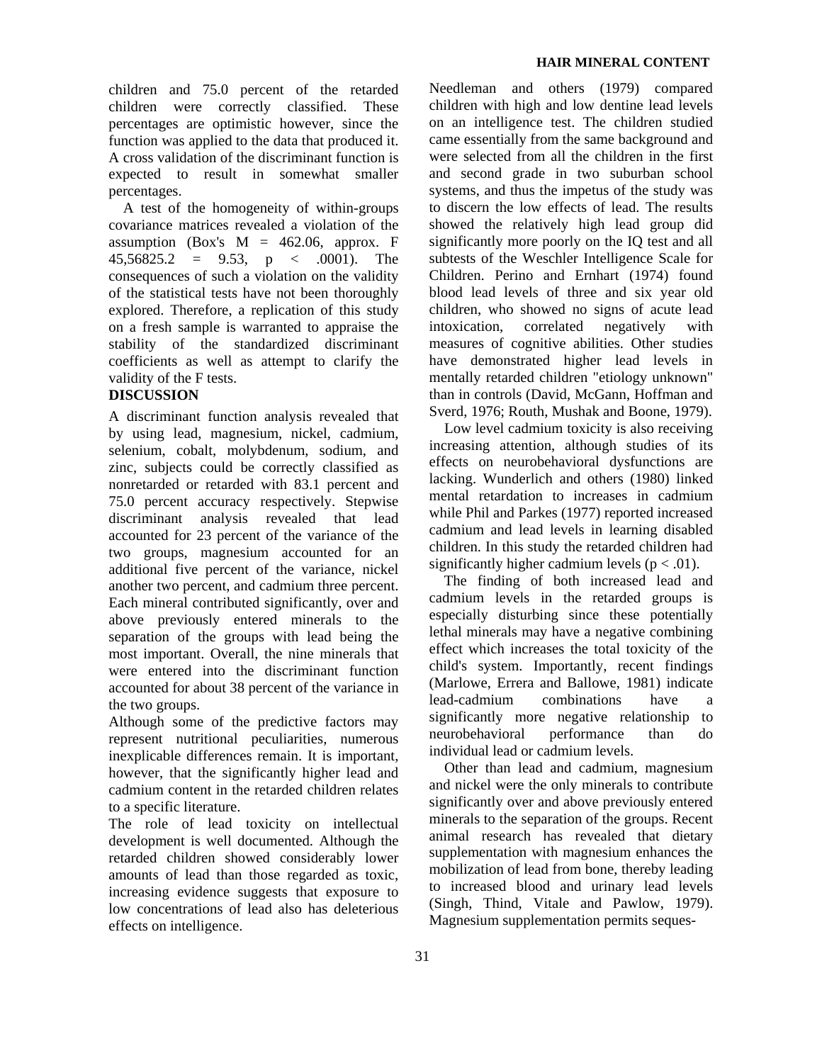children and 75.0 percent of the retarded children were correctly classified. These percentages are optimistic however, since the function was applied to the data that produced it. A cross validation of the discriminant function is expected to result in somewhat smaller percentages.

A test of the homogeneity of within-groups covariance matrices revealed a violation of the assumption (Box's M = 462.06, approx. $F_{45,56825.2} = 9.53$, $p < .0001$). The consequences of such a violation on the validity of the statistical tests have not been thoroughly explored. Therefore, a replication of this study on a fresh sample is warranted to appraise the stability of the standardized discriminant coefficients as well as attempt to clarify the validity of the F tests.

## DISCUSSION

A discriminant function analysis revealed that by using lead, magnesium, nickel, cadmium, selenium, cobalt, molybdenum, sodium, and zinc, subjects could be correctly classified as nonretarded or retarded with 83.1 percent and 75.0 percent accuracy respectively. Stepwise discriminant analysis revealed that lead accounted for 23 percent of the variance of the two groups, magnesium accounted for an additional five percent of the variance, nickel another two percent, and cadmium three percent. Each mineral contributed significantly, over and above previously entered minerals to the separation of the groups with lead being the most important. Overall, the nine minerals that were entered into the discriminant function accounted for about 38 percent of the variance in the two groups.

Although some of the predictive factors may represent nutritional peculiarities, numerous inexplicable differences remain. It is important, however, that the significantly higher lead and cadmium content in the retarded children relates to a specific literature.

The role of lead toxicity on intellectual development is well documented. Although the retarded children showed considerably lower amounts of lead than those regarded as toxic, increasing evidence suggests that exposure to low concentrations of lead also has deleterious effects on intelligence.

Needleman and others (1979) compared children with high and low dentine lead levels on an intelligence test. The children studied came essentially from the same background and were selected from all the children in the first and second grade in two suburban school systems, and thus the impetus of the study was to discern the low effects of lead. The results showed the relatively high lead group did significantly more poorly on the IQ test and all subtests of the Weschler Intelligence Scale for Children. Perino and Ernhart (1974) found blood lead levels of three and six year old children, who showed no signs of acute lead intoxication, correlated negatively with measures of cognitive abilities. Other studies have demonstrated higher lead levels in mentally retarded children "etiology unknown" than in controls (David, McGann, Hoffman and Sverd, 1976; Routh, Mushak and Boone, 1979).

Low level cadmium toxicity is also receiving increasing attention, although studies of its effects on neurobehavioral dysfunctions are lacking. Wunderlich and others (1980) linked mental retardation to increases in cadmium while Phil and Parkes (1977) reported increased cadmium and lead levels in learning disabled children. In this study the retarded children had significantly higher cadmium levels ($p < .01$).

The finding of both increased lead and cadmium levels in the retarded groups is especially disturbing since these potentially lethal minerals may have a negative combining effect which increases the total toxicity of the child's system. Importantly, recent findings (Marlowe, Errera and Ballowe, 1981) indicate lead-cadmium combinations have a significantly more negative relationship to neurobehavioral performance than do individual lead or cadmium levels.

Other than lead and cadmium, magnesium and nickel were the only minerals to contribute significantly over and above previously entered minerals to the separation of the groups. Recent animal research has revealed that dietary supplementation with magnesium enhances the mobilization of lead from bone, thereby leading to increased blood and urinary lead levels (Singh, Thind, Vitale and Pawlow, 1979). Magnesium supplementation permits seques-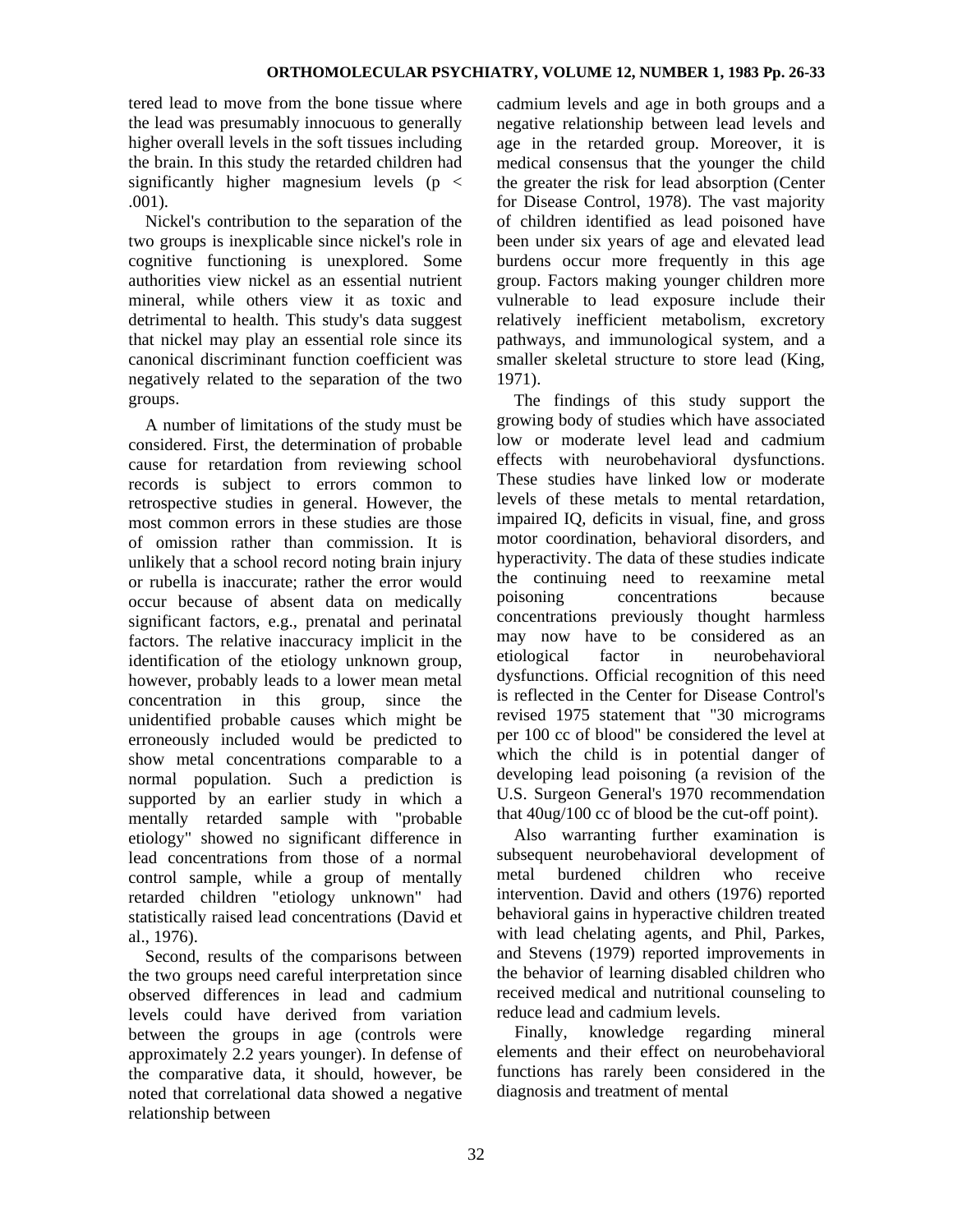tered lead to move from the bone tissue where the lead was presumably innocuous to generally higher overall levels in the soft tissues including the brain. In this study the retarded children had significantly higher magnesium levels ($p < .001$).

Nickel's contribution to the separation of the two groups is inexplicable since nickel's role in cognitive functioning is unexplored. Some authorities view nickel as an essential nutrient mineral, while others view it as toxic and detrimental to health. This study's data suggest that nickel may play an essential role since its canonical discriminant function coefficient was negatively related to the separation of the two groups.

A number of limitations of the study must be considered. First, the determination of probable cause for retardation from reviewing school records is subject to errors common to retrospective studies in general. However, the most common errors in these studies are those of omission rather than commission. It is unlikely that a school record noting brain injury or rubella is inaccurate; rather the error would occur because of absent data on medically significant factors, e.g., prenatal and perinatal factors. The relative inaccuracy implicit in the identification of the etiology unknown group, however, probably leads to a lower mean metal concentration in this group, since the unidentified probable causes which might be erroneously included would be predicted to show metal concentrations comparable to a normal population. Such a prediction is supported by an earlier study in which a mentally retarded sample with "probable etiology" showed no significant difference in lead concentrations from those of a normal control sample, while a group of mentally retarded children "etiology unknown" had statistically raised lead concentrations (David et al., 1976).

Second, results of the comparisons between the two groups need careful interpretation since observed differences in lead and cadmium levels could have derived from variation between the groups in age (controls were approximately 2.2 years younger). In defense of the comparative data, it should, however, be noted that correlational data showed a negative relationship between cadmium levels and age in both groups and a negative relationship between lead levels and age in the retarded group. Moreover, it is medical consensus that the younger the child the greater the risk for lead absorption (Center for Disease Control, 1978). The vast majority of children identified as lead poisoned have been under six years of age and elevated lead burdens occur more frequently in this age group. Factors making younger children more vulnerable to lead exposure include their relatively inefficient metabolism, excretory pathways, and immunological system, and a smaller skeletal structure to store lead (King, 1971).

The findings of this study support the growing body of studies which have associated low or moderate level lead and cadmium effects with neurobehavioral dysfunctions. These studies have linked low or moderate levels of these metals to mental retardation, impaired IQ, deficits in visual, fine, and gross motor coordination, behavioral disorders, and hyperactivity. The data of these studies indicate the continuing need to reexamine metal poisoning concentrations because concentrations previously thought harmless may now have to be considered as an etiological factor in neurobehavioral dysfunctions. Official recognition of this need is reflected in the Center for Disease Control's revised 1975 statement that "30 micrograms per 100 cc of blood" be considered the level at which the child is in potential danger of developing lead poisoning (a revision of the U.S. Surgeon General's 1970 recommendation that 40ug/100 cc of blood be the cut-off point).

Also warranting further examination is subsequent neurobehavioral development of metal burdened children who receive intervention. David and others (1976) reported behavioral gains in hyperactive children treated with lead chelating agents, and Phil, Parkes, and Stevens (1979) reported improvements in the behavior of learning disabled children who received medical and nutritional counseling to reduce lead and cadmium levels.

Finally, knowledge regarding mineral elements and their effect on neurobehavioral functions has rarely been considered in the diagnosis and treatment of mental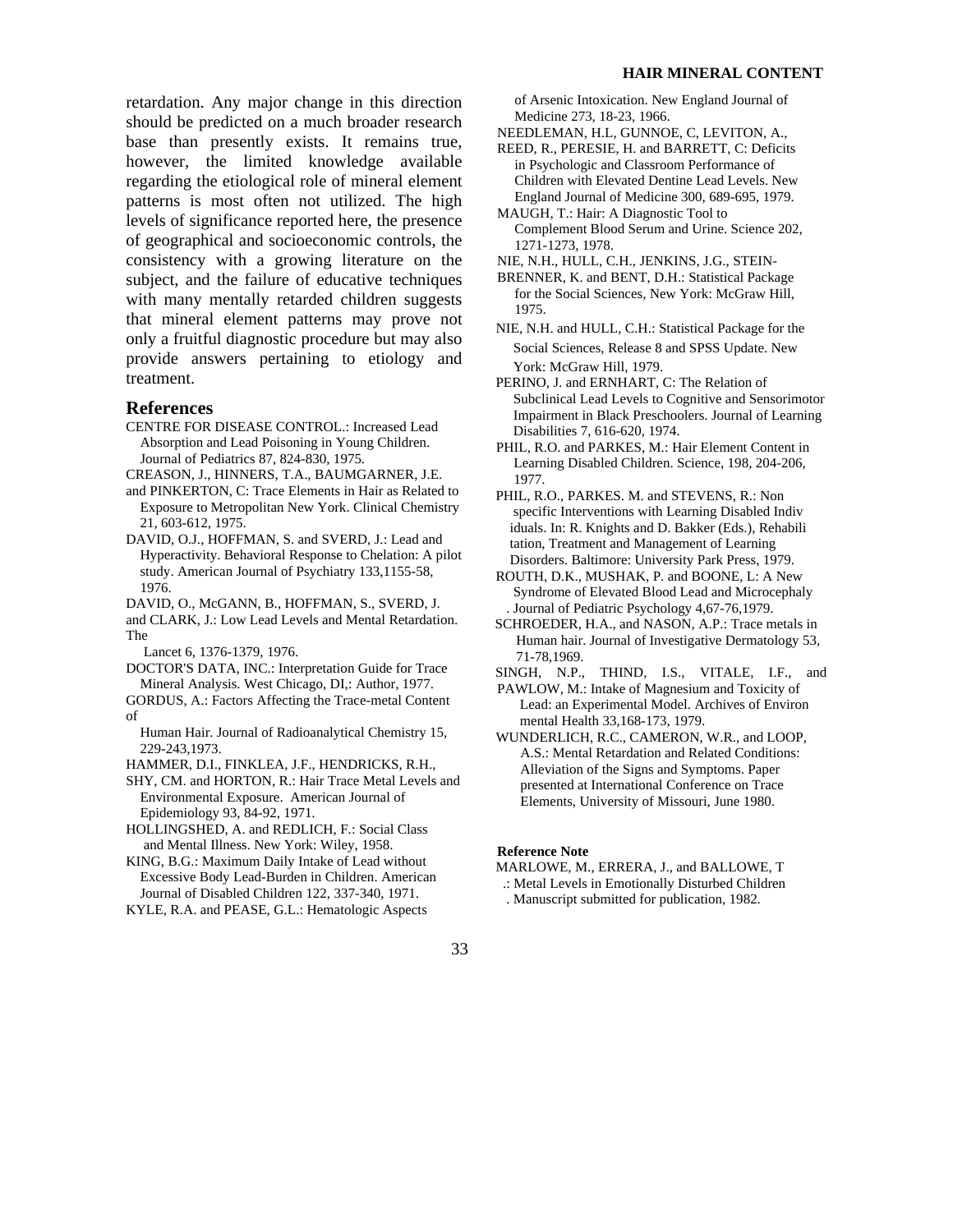retardation. Any major change in this direction should be predicted on a much broader research base than presently exists. It remains true, however, the limited knowledge available regarding the etiological role of mineral element patterns is most often not utilized. The high levels of significance reported here, the presence of geographical and socioeconomic controls, the consistency with a growing literature on the subject, and the failure of educative techniques with many mentally retarded children suggests that mineral element patterns may prove not only a fruitful diagnostic procedure but may also provide answers pertaining to etiology and treatment.

## References

CENTRE FOR DISEASE CONTROL.: Increased Lead Absorption and Lead Poisoning in Young Children. Journal of Pediatrics 87, 824-830, 1975.

CREASON, J., HINNERS, T.A., BAUMGARNER, J.E. and PINKERTON, C: Trace Elements in Hair as Related to Exposure to Metropolitan New York. Clinical Chemistry 21, 603-612, 1975.

DAVID, O.J., HOFFMAN, S. and SVERD, J.: Lead and Hyperactivity. Behavioral Response to Chelation: A pilot study. American Journal of Psychiatry 133,1155-58, 1976.

DAVID, O., McGANN, B., HOFFMAN, S., SVERD, J. and CLARK, J.: Low Lead Levels and Mental Retardation. The Lancet 6, 1376-1379, 1976.

DOCTOR'S DATA, INC.: Interpretation Guide for Trace Mineral Analysis. West Chicago, DI,: Author, 1977.

GORDUS, A.: Factors Affecting the Trace-metal Content of Human Hair. Journal of Radioanalytical Chemistry 15, 229-243,1973.

HAMMER, D.I., FINKLEA, J.F., HENDRICKS, R.H., SHY, CM. and HORTON, R.: Hair Trace Metal Levels and Environmental Exposure. American Journal of Epidemiology 93, 84-92, 1971.

HOLLINGSHED, A. and REDLICH, F.: Social Class and Mental Illness. New York: Wiley, 1958.

KING, B.G.: Maximum Daily Intake of Lead without Excessive Body Lead-Burden in Children. American Journal of Disabled Children 122, 337-340, 1971.

KYLE, R.A. and PEASE, G.L.: Hematologic Aspects of Arsenic Intoxication. New England Journal of Medicine 273, 18-23, 1966.

NEEDLEMAN, H.L, GUNNOE, C, LEVITON, A., REED, R., PERESIE, H. and BARRETT, C: Deficits in Psychologic and Classroom Performance of Children with Elevated Dentine Lead Levels. New England Journal of Medicine 300, 689-695, 1979.

MAUGH, T.: Hair: A Diagnostic Tool to Complement Blood Serum and Urine. Science 202, 1271-1273, 1978.

NIE, N.H., HULL, C.H., JENKINS, J.G., STEIN-BRENNER, K. and BENT, D.H.: Statistical Package for the Social Sciences, New York: McGraw Hill, 1975.

NIE, N.H. and HULL, C.H.: Statistical Package for the Social Sciences, Release 8 and SPSS Update. New York: McGraw Hill, 1979.

PERINO, J. and ERNHART, C: The Relation of Subclinical Lead Levels to Cognitive and Sensorimotor Impairment in Black Preschoolers. Journal of Learning Disabilities 7, 616-620, 1974.

PHIL, R.O. and PARKES, M.: Hair Element Content in Learning Disabled Children. Science, 198, 204-206, 1977.

PHIL, R.O., PARKES. M. and STEVENS, R.: Non specific Interventions with Learning Disabled Indiv iduals. In: R. Knights and D. Bakker (Eds.), Rehabili tation, Treatment and Management of Learning Disorders. Baltimore: University Park Press, 1979.

ROUTH, D.K., MUSHAK, P. and BOONE, L: A New Syndrome of Elevated Blood Lead and Microcephaly . Journal of Pediatric Psychology 4,67-76,1979.

SCHROEDER, H.A., and NASON, A.P.: Trace metals in Human hair. Journal of Investigative Dermatology 53, 71-78,1969.

SINGH, N.P., THIND, I.S., VITALE, I.F., and PAWLOW, M.: Intake of Magnesium and Toxicity of Lead: an Experimental Model. Archives of Environ mental Health 33,168-173, 1979.

WUNDERLICH, R.C., CAMERON, W.R., and LOOP, A.S.: Mental Retardation and Related Conditions: Alleviation of the Signs and Symptoms. Paper presented at International Conference on Trace Elements, University of Missouri, June 1980.

### Reference Note

MARLOWE, M., ERRERA, J., and BALLOWE, T .: Metal Levels in Emotionally Disturbed Children . Manuscript submitted for publication, 1982.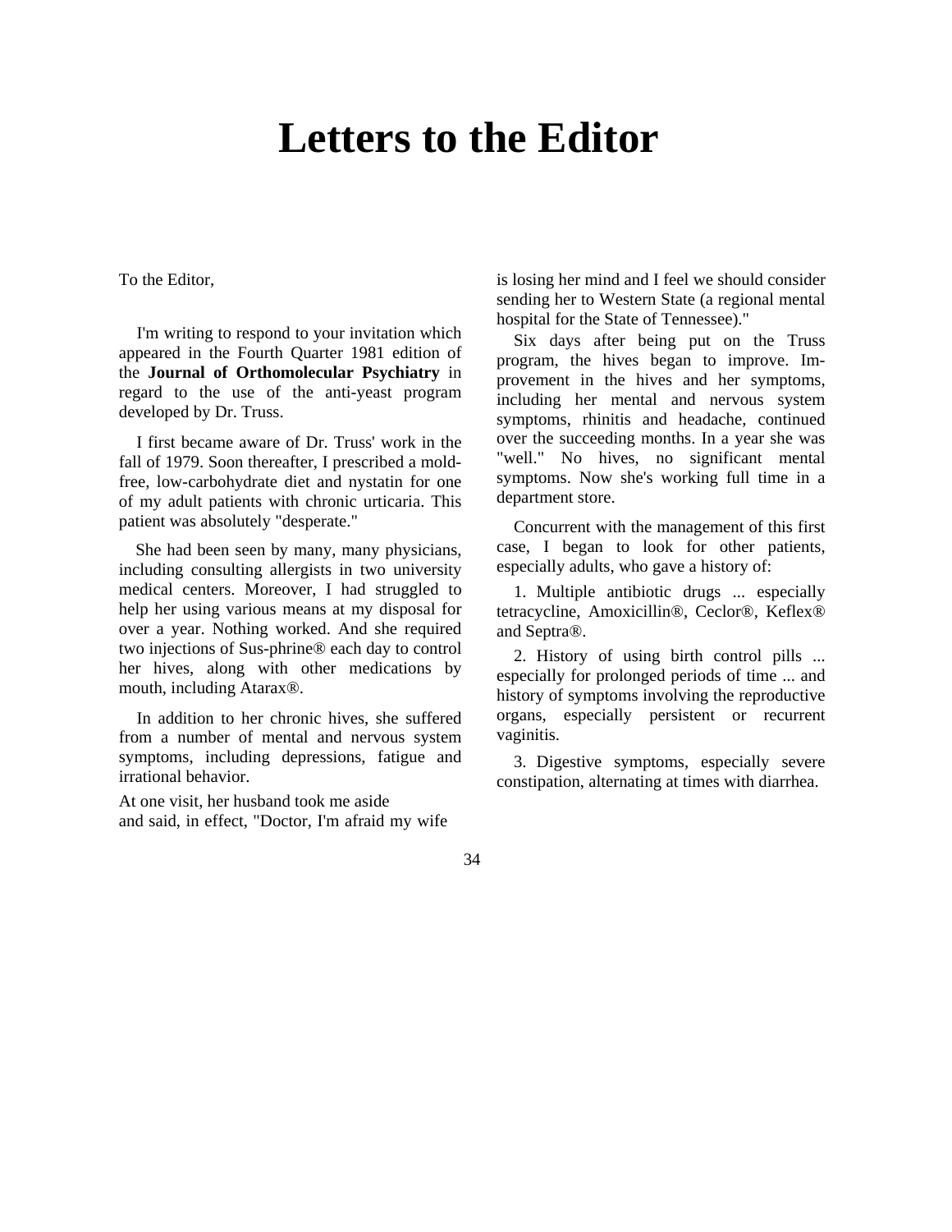# Letters to the Editor

To the Editor,

I'm writing to respond to your invitation which appeared in the Fourth Quarter 1981 edition of the **Journal of Orthomolecular Psychiatry** in regard to the use of the anti-yeast program developed by Dr. Truss.

I first became aware of Dr. Truss' work in the fall of 1979. Soon thereafter, I prescribed a mold-free, low-carbohydrate diet and nystatin for one of my adult patients with chronic urticaria. This patient was absolutely "desperate."

She had been seen by many, many physicians, including consulting allergists in two university medical centers. Moreover, I had struggled to help her using various means at my disposal for over a year. Nothing worked. And she required two injections of Sus-phrine® each day to control her hives, along with other medications by mouth, including Atarax®.

In addition to her chronic hives, she suffered from a number of mental and nervous system symptoms, including depressions, fatigue and irrational behavior.

At one visit, her husband took me aside and said, in effect, "Doctor, I'm afraid my wife is losing her mind and I feel we should consider sending her to Western State (a regional mental hospital for the State of Tennessee)."

Six days after being put on the Truss program, the hives began to improve. Improvement in the hives and her symptoms, including her mental and nervous system symptoms, rhinitis and headache, continued over the succeeding months. In a year she was "well." No hives, no significant mental symptoms. Now she's working full time in a department store.

Concurrent with the management of this first case, I began to look for other patients, especially adults, who gave a history of:

1. Multiple antibiotic drugs ... especially tetracycline, Amoxicillin®, Ceclor®, Keflex® and Septra®.

2. History of using birth control pills ... especially for prolonged periods of time ... and history of symptoms involving the reproductive organs, especially persistent or recurrent vaginitis.

3. Digestive symptoms, especially severe constipation, alternating at times with diarrhea.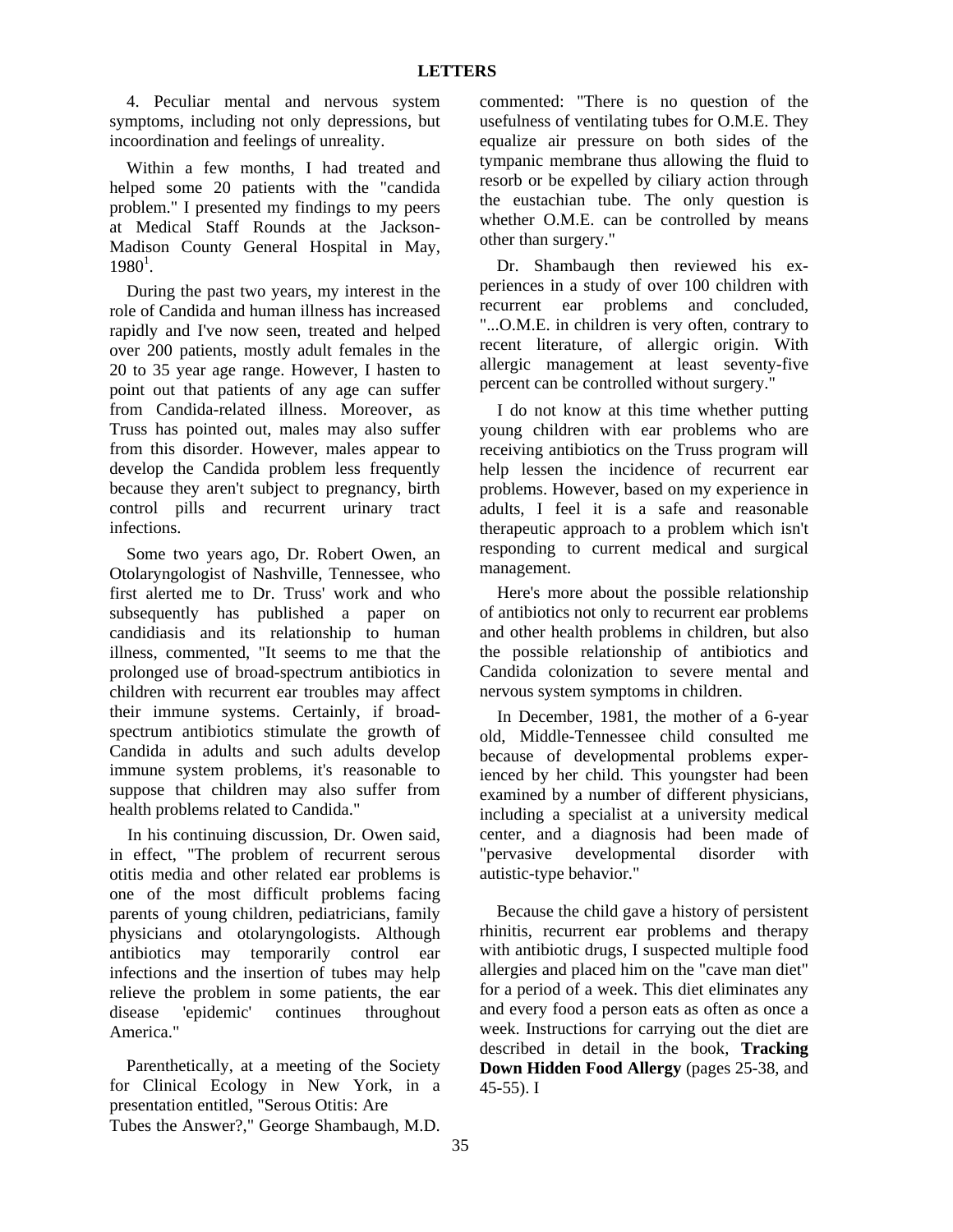4. Peculiar mental and nervous system symptoms, including not only depressions, but incoordination and feelings of unreality.

Within a few months, I had treated and helped some 20 patients with the "candida problem." I presented my findings to my peers at Medical Staff Rounds at the Jackson-Madison County General Hospital in May, 1980[1].

During the past two years, my interest in the role of Candida and human illness has increased rapidly and I've now seen, treated and helped over 200 patients, mostly adult females in the 20 to 35 year age range. However, I hasten to point out that patients of any age can suffer from Candida-related illness. Moreover, as Truss has pointed out, males may also suffer from this disorder. However, males appear to develop the Candida problem less frequently because they aren't subject to pregnancy, birth control pills and recurrent urinary tract infections.

Some two years ago, Dr. Robert Owen, an Otolaryngologist of Nashville, Tennessee, who first alerted me to Dr. Truss' work and who subsequently has published a paper on candidiasis and its relationship to human illness, commented, "It seems to me that the prolonged use of broad-spectrum antibiotics in children with recurrent ear troubles may affect their immune systems. Certainly, if broad-spectrum antibiotics stimulate the growth of Candida in adults and such adults develop immune system problems, it's reasonable to suppose that children may also suffer from health problems related to Candida."

In his continuing discussion, Dr. Owen said, in effect, "The problem of recurrent serous otitis media and other related ear problems is one of the most difficult problems facing parents of young children, pediatricians, family physicians and otolaryngologists. Although antibiotics may temporarily control ear infections and the insertion of tubes may help relieve the problem in some patients, the ear disease 'epidemic' continues throughout America."

Parenthetically, at a meeting of the Society for Clinical Ecology in New York, in a presentation entitled, "Serous Otitis: Are Tubes the Answer?," George Shambaugh, M.D. commented: "There is no question of the usefulness of ventilating tubes for O.M.E. They equalize air pressure on both sides of the tympanic membrane thus allowing the fluid to resorb or be expelled by ciliary action through the eustachian tube. The only question is whether O.M.E. can be controlled by means other than surgery."

Dr. Shambaugh then reviewed his experiences in a study of over 100 children with recurrent ear problems and concluded, "...O.M.E. in children is very often, contrary to recent literature, of allergic origin. With allergic management at least seventy-five percent can be controlled without surgery."

I do not know at this time whether putting young children with ear problems who are receiving antibiotics on the Truss program will help lessen the incidence of recurrent ear problems. However, based on my experience in adults, I feel it is a safe and reasonable therapeutic approach to a problem which isn't responding to current medical and surgical management.

Here's more about the possible relationship of antibiotics not only to recurrent ear problems and other health problems in children, but also the possible relationship of antibiotics and Candida colonization to severe mental and nervous system symptoms in children.

In December, 1981, the mother of a 6-year old, Middle-Tennessee child consulted me because of developmental problems experienced by her child. This youngster had been examined by a number of different physicians, including a specialist at a university medical center, and a diagnosis had been made of "pervasive developmental disorder with autistic-type behavior."

Because the child gave a history of persistent rhinitis, recurrent ear problems and therapy with antibiotic drugs, I suspected multiple food allergies and placed him on the "cave man diet" for a period of a week. This diet eliminates any and every food a person eats as often as once a week. Instructions for carrying out the diet are described in detail in the book, **Tracking Down Hidden Food Allergy** (pages 25-38, and 45-55). I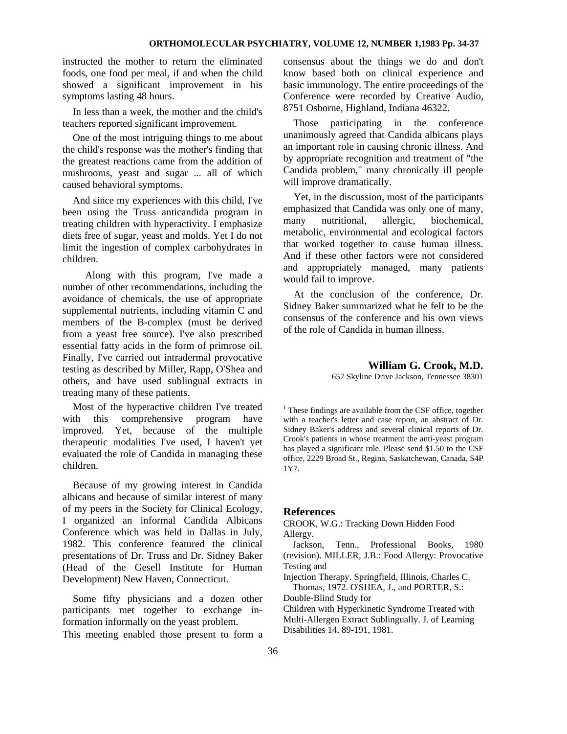instructed the mother to return the eliminated foods, one food per meal, if and when the child showed a significant improvement in his symptoms lasting 48 hours.

In less than a week, the mother and the child's teachers reported significant improvement.

One of the most intriguing things to me about the child's response was the mother's finding that the greatest reactions came from the addition of mushrooms, yeast and sugar ... all of which caused behavioral symptoms.

And since my experiences with this child, I've been using the Truss anticandida program in treating children with hyperactivity. I emphasize diets free of sugar, yeast and molds. Yet I do not limit the ingestion of complex carbohydrates in children.

Along with this program, I've made a number of other recommendations, including the avoidance of chemicals, the use of appropriate supplemental nutrients, including vitamin C and members of the B-complex (must be derived from a yeast free source). I've also prescribed essential fatty acids in the form of primrose oil. Finally, I've carried out intradermal provocative testing as described by Miller, Rapp, O'Shea and others, and have used sublingual extracts in treating many of these patients.

Most of the hyperactive children I've treated with this comprehensive program have improved. Yet, because of the multiple therapeutic modalities I've used, I haven't yet evaluated the role of Candida in managing these children.

Because of my growing interest in Candida albicans and because of similar interest of many of my peers in the Society for Clinical Ecology, I organized an informal Candida Albicans Conference which was held in Dallas in July, 1982. This conference featured the clinical presentations of Dr. Truss and Dr. Sidney Baker (Head of the Gesell Institute for Human Development) New Haven, Connecticut.

Some fifty physicians and a dozen other participants met together to exchange information informally on the yeast problem. This meeting enabled those present to form a consensus about the things we do and don't know based both on clinical experience and basic immunology. The entire proceedings of the Conference were recorded by Creative Audio, 8751 Osborne, Highland, Indiana 46322.

Those participating in the conference unanimously agreed that Candida albicans plays an important role in causing chronic illness. And by appropriate recognition and treatment of "the Candida problem," many chronically ill people will improve dramatically.

Yet, in the discussion, most of the participants emphasized that Candida was only one of many, many nutritional, allergic, biochemical, metabolic, environmental and ecological factors that worked together to cause human illness. And if these other factors were not considered and appropriately managed, many patients would fail to improve.

At the conclusion of the conference, Dr. Sidney Baker summarized what he felt to be the consensus of the conference and his own views of the role of Candida in human illness.

**William G. Crook, M.D.**
657 Skyline Drive Jackson, Tennessee 38301

[1] These findings are available from the CSF office, together with a teacher's letter and case report, an abstract of Dr. Sidney Baker's address and several clinical reports of Dr. Crook's patients in whose treatment the anti-yeast program has played a significant role. Please send $1.50 to the CSF office, 2229 Broad St., Regina, Saskatchewan, Canada, S4P 1Y7.

## References

CROOK, W.G.: Tracking Down Hidden Food Allergy. Jackson, Tenn., Professional Books, 1980 (revision).

MILLER, J.B.: Food Allergy: Provocative Testing and Injection Therapy. Springfield, Illinois, Charles C. Thomas, 1972.

O'SHEA, J., and PORTER, S.: Double-Blind Study for Children with Hyperkinetic Syndrome Treated with Multi-Allergen Extract Sublingually. J. of Learning Disabilities 14, 89-191, 1981.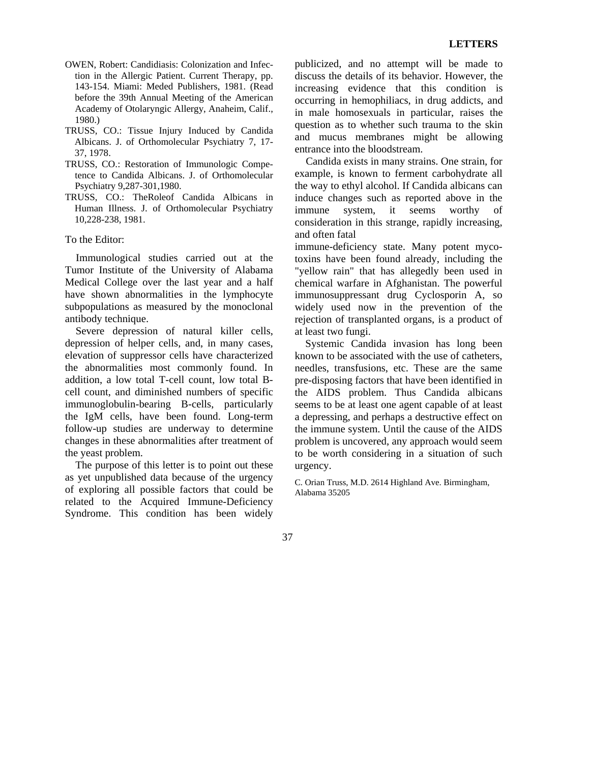OWEN, Robert: Candidiasis: Colonization and Infection in the Allergic Patient. Current Therapy, pp. 143-154. Miami: Meded Publishers, 1981. (Read before the 39th Annual Meeting of the American Academy of Otolaryngic Allergy, Anaheim, Calif., 1980.)

TRUSS, CO.: Tissue Injury Induced by Candida Albicans. J. of Orthomolecular Psychiatry 7, 17-37, 1978.

TRUSS, CO.: Restoration of Immunologic Competence to Candida Albicans. J. of Orthomolecular Psychiatry 9,287-301,1980.

TRUSS, CO.: TheRoleof Candida Albicans in Human Illness. J. of Orthomolecular Psychiatry 10,228-238, 1981.

To the Editor:

Immunological studies carried out at the Tumor Institute of the University of Alabama Medical College over the last year and a half have shown abnormalities in the lymphocyte subpopulations as measured by the monoclonal antibody technique.

Severe depression of natural killer cells, depression of helper cells, and, in many cases, elevation of suppressor cells have characterized the abnormalities most commonly found. In addition, a low total T-cell count, low total B-cell count, and diminished numbers of specific immunoglobulin-bearing B-cells, particularly the IgM cells, have been found. Long-term follow-up studies are underway to determine changes in these abnormalities after treatment of the yeast problem.

The purpose of this letter is to point out these as yet unpublished data because of the urgency of exploring all possible factors that could be related to the Acquired Immune-Deficiency Syndrome. This condition has been widely publicized, and no attempt will be made to discuss the details of its behavior. However, the increasing evidence that this condition is occurring in hemophiliacs, in drug addicts, and in male homosexuals in particular, raises the question as to whether such trauma to the skin and mucus membranes might be allowing entrance into the bloodstream.

Candida exists in many strains. One strain, for example, is known to ferment carbohydrate all the way to ethyl alcohol. If Candida albicans can induce changes such as reported above in the immune system, it seems worthy of consideration in this strange, rapidly increasing, and often fatal immune-deficiency state. Many potent mycotoxins have been found already, including the "yellow rain" that has allegedly been used in chemical warfare in Afghanistan. The powerful immunosuppressant drug Cyclosporin A, so widely used now in the prevention of the rejection of transplanted organs, is a product of at least two fungi.

Systemic Candida invasion has long been known to be associated with the use of catheters, needles, transfusions, etc. These are the same pre-disposing factors that have been identified in the AIDS problem. Thus Candida albicans seems to be at least one agent capable of at least a depressing, and perhaps a destructive effect on the immune system. Until the cause of the AIDS problem is uncovered, any approach would seem to be worth considering in a situation of such urgency.

C. Orian Truss, M.D. 2614 Highland Ave. Birmingham, Alabama 35205